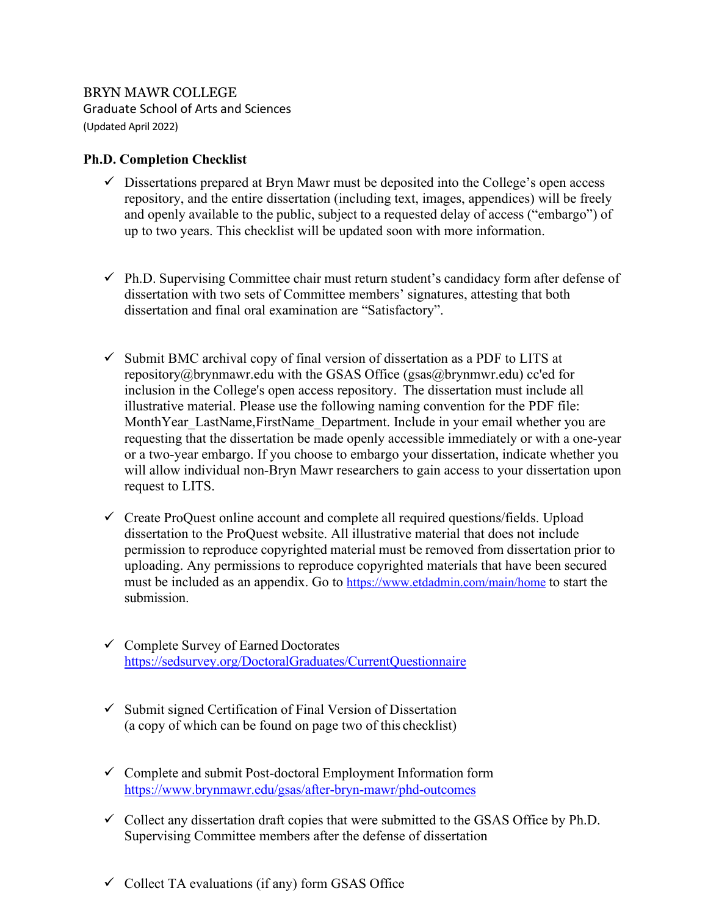BRYN MAWR COLLEGE

Graduate School of Arts and Sciences

(Updated April 2022)

**Ph.D. Completion Checklist**

- ✓ Dissertations prepared at Bryn Mawr must be deposited into the College's open access repository, and the entire dissertation (including text, images, appendices) will be freely and openly available to the public, subject to a requested delay of access ("embargo") of up to two years. This checklist will be updated soon with more information.

- ✓ Ph.D. Supervising Committee chair must return student's candidacy form after defense of dissertation with two sets of Committee members' signatures, attesting that both dissertation and final oral examination are "Satisfactory".

- ✓ Submit BMC archival copy of final version of dissertation as a PDF to LITS at repository@brynmawr.edu with the GSAS Office (gsas@brynmwr.edu) cc'ed for inclusion in the College's open access repository. The dissertation must include all illustrative material. Please use the following naming convention for the PDF file: MonthYear_LastName,FirstName_Department. Include in your email whether you are requesting that the dissertation be made openly accessible immediately or with a one-year or a two-year embargo. If you choose to embargo your dissertation, indicate whether you will allow individual non-Bryn Mawr researchers to gain access to your dissertation upon request to LITS.

- ✓ Create ProQuest online account and complete all required questions/fields. Upload dissertation to the ProQuest website. All illustrative material that does not include permission to reproduce copyrighted material must be removed from dissertation prior to uploading. Any permissions to reproduce copyrighted materials that have been secured must be included as an appendix. Go to https://www.etdadmin.com/main/home to start the submission.

- ✓ Complete Survey of Earned Doctorates https://sedsurvey.org/DoctoralGraduates/CurrentQuestionnaire

- ✓ Submit signed Certification of Final Version of Dissertation (a copy of which can be found on page two of this checklist)

- ✓ Complete and submit Post-doctoral Employment Information form https://www.brynmawr.edu/gsas/after-bryn-mawr/phd-outcomes

- ✓ Collect any dissertation draft copies that were submitted to the GSAS Office by Ph.D. Supervising Committee members after the defense of dissertation

- ✓ Collect TA evaluations (if any) form GSAS Office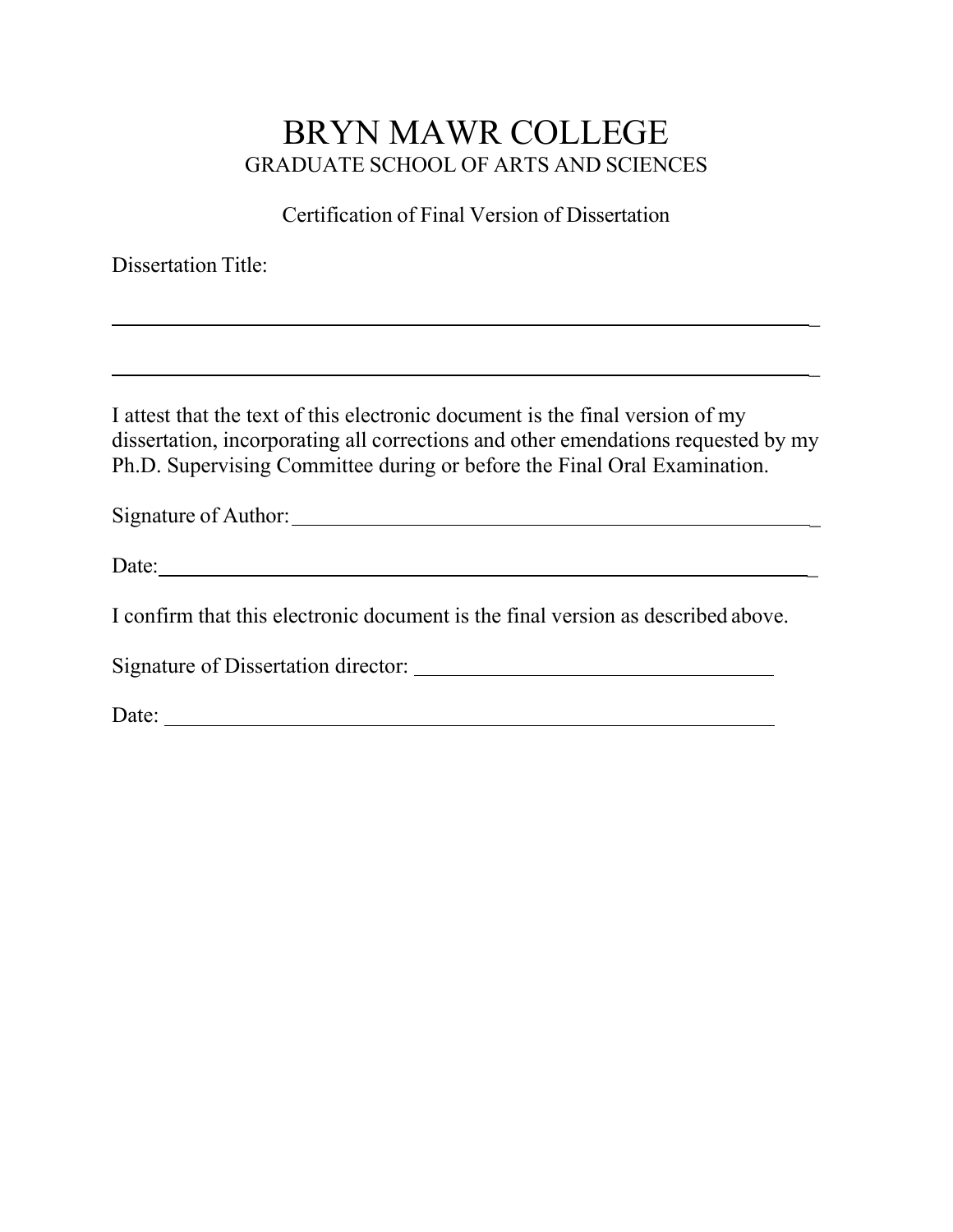# BRYN MAWR COLLEGE

## GRADUATE SCHOOL OF ARTS AND SCIENCES

Certification of Final Version of Dissertation

Dissertation Title:

\_\_\_\_\_\_\_\_\_\_\_\_\_\_\_\_\_\_\_\_\_\_\_\_\_\_\_\_\_\_\_\_\_\_\_\_\_\_\_\_\_\_\_\_\_\_\_\_\_\_\_\_\_\_\_\_\_\_\_\_\_\_\_\_\_\_\_\_

\_\_\_\_\_\_\_\_\_\_\_\_\_\_\_\_\_\_\_\_\_\_\_\_\_\_\_\_\_\_\_\_\_\_\_\_\_\_\_\_\_\_\_\_\_\_\_\_\_\_\_\_\_\_\_\_\_\_\_\_\_\_\_\_\_\_\_\_

I attest that the text of this electronic document is the final version of my dissertation, incorporating all corrections and other emendations requested by my Ph.D. Supervising Committee during or before the Final Oral Examination.

Signature of Author: \_\_\_\_\_\_\_\_\_\_\_\_\_\_\_\_\_\_\_\_\_\_\_\_\_\_\_\_\_\_\_\_\_\_\_\_\_\_\_\_\_\_\_\_\_\_\_\_

Date: \_\_\_\_\_\_\_\_\_\_\_\_\_\_\_\_\_\_\_\_\_\_\_\_\_\_\_\_\_\_\_\_\_\_\_\_\_\_\_\_\_\_\_\_\_\_\_\_\_\_\_\_\_\_\_\_\_\_\_\_

I confirm that this electronic document is the final version as described above.

Signature of Dissertation director: \_\_\_\_\_\_\_\_\_\_\_\_\_\_\_\_\_\_\_\_\_\_\_\_\_\_\_\_\_\_\_\_\_\_

Date: \_\_\_\_\_\_\_\_\_\_\_\_\_\_\_\_\_\_\_\_\_\_\_\_\_\_\_\_\_\_\_\_\_\_\_\_\_\_\_\_\_\_\_\_\_\_\_\_\_\_\_\_\_\_\_\_